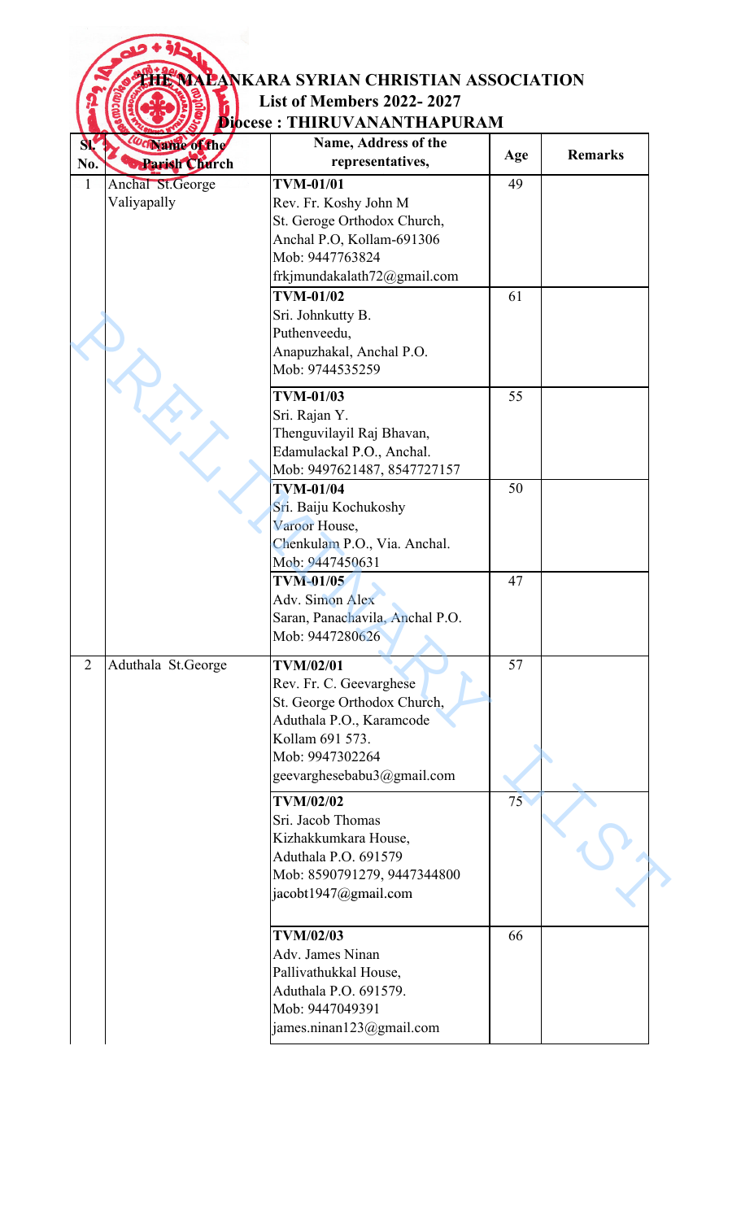# THE MALANKARA SYRIAN CHRISTIAN ASSOCIATION

## List of Members 2022- 2027

### Diocese : THIRUVANANTHAPURAM

| Sl. No. | Name of the Parish Church | Name, Address of the representatives, | Age | Remarks |
|---|---|---|---|---|
| 1 | Anchal St.George Valiyapally | **TVM-01/01**<br>Rev. Fr. Koshy John M<br>St. Geroge Orthodox Church,<br>Anchal P.O, Kollam-691306<br>Mob: 9447763824<br>frkjmundakalath72@gmail.com | 49 | |
| | | **TVM-01/02**<br>Sri. Johnkutty B.<br>Puthenveedu,<br>Anapuzhakal, Anchal P.O.<br>Mob: 9744535259 | 61 | |
| | | **TVM-01/03**<br>Sri. Rajan Y.<br>Thenguvilayil Raj Bhavan,<br>Edamulackal P.O., Anchal.<br>Mob: 9497621487, 8547727157 | 55 | |
| | | **TVM-01/04**<br>Sri. Baiju Kochukoshy<br>Varoor House,<br>Chenkulam P.O., Via. Anchal.<br>Mob: 9447450631 | 50 | |
| | | **TVM-01/05**<br>Adv. Simon Alex<br>Saran, Panachavila, Anchal P.O.<br>Mob: 9447280626 | 47 | |
| 2 | Aduthala St.George | **TVM/02/01**<br>Rev. Fr. C. Geevarghese<br>St. George Orthodox Church,<br>Aduthala P.O., Karamcode<br>Kollam 691 573.<br>Mob: 9947302264<br>geevarghesebabu3@gmail.com | 57 | |
| | | **TVM/02/02**<br>Sri. Jacob Thomas<br>Kizhakkumkara House,<br>Aduthala P.O. 691579<br>Mob: 8590791279, 9447344800<br>jacobt1947@gmail.com | 75 | |
| | | **TVM/02/03**<br>Adv. James Ninan<br>Pallivathukkal House,<br>Aduthala P.O. 691579.<br>Mob: 9447049391<br>james.ninan123@gmail.com | 66 | |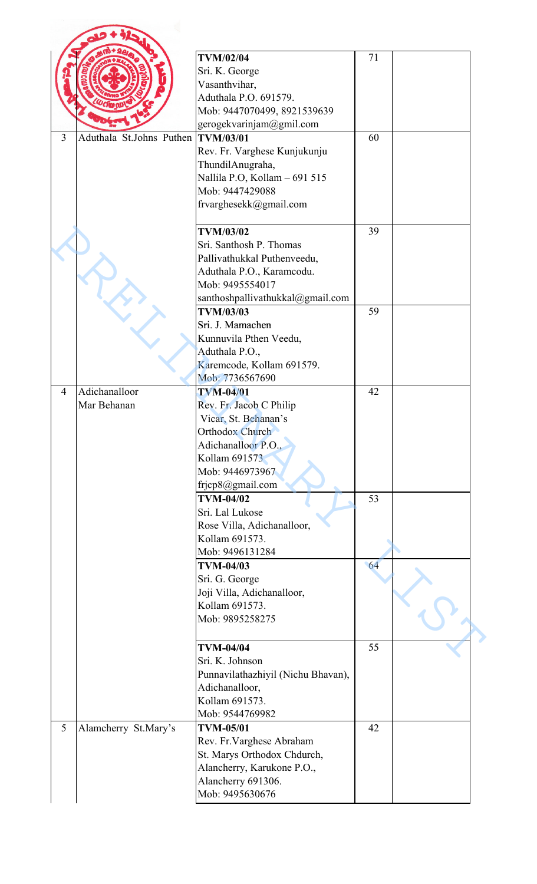| | | | | |
|---|---|---|---|---|
| | | TVM/02/04<br>Sri. K. George<br>Vasanthvihar,<br>Aduthala P.O. 691579.<br>Mob: 9447070499, 8921539639<br>gerogekvarinjam@gmil.com | 71 | |
| 3 | Aduthala St.Johns Puthen | TVM/03/01<br>Rev. Fr. Varghese Kunjukunju<br>ThundilAnugraha,<br>Nallila P.O, Kollam – 691 515<br>Mob: 9447429088<br>frvarghesekk@gmail.com | 60 | |
| | | TVM/03/02<br>Sri. Santhosh P. Thomas<br>Pallivathukkal Puthenveedu,<br>Aduthala P.O., Karamcodu.<br>Mob: 9495554017<br>santhoshpallivathukkal@gmail.com | 39 | |
| | | TVM/03/03<br>Sri. J. Mamachen<br>Kunnuvila Pthen Veedu,<br>Aduthala P.O.,<br>Karemcode, Kollam 691579.<br>Mob: 7736567690 | 59 | |
| 4 | Adichanalloor Mar Behanan | TVM-04/01<br>Rev. Fr. Jacob C Philip<br>Vicar, St. Behanan's<br>Orthodox Church<br>Adichanalloor P.O.,<br>Kollam 691573<br>Mob: 9446973967<br>frjcp8@gmail.com | 42 | |
| | | TVM-04/02<br>Sri. Lal Lukose<br>Rose Villa, Adichanalloor,<br>Kollam 691573.<br>Mob: 9496131284 | 53 | |
| | | TVM-04/03<br>Sri. G. George<br>Joji Villa, Adichanalloor,<br>Kollam 691573.<br>Mob: 9895258275 | 64 | |
| | | TVM-04/04<br>Sri. K. Johnson<br>Punnavilathazhiyil (Nichu Bhavan),<br>Adichanalloor,<br>Kollam 691573.<br>Mob: 9544769982 | 55 | |
| 5 | Alamcherry St.Mary's | TVM-05/01<br>Rev. Fr.Varghese Abraham<br>St. Marys Orthodox Chdurch,<br>Alancherry, Karukone P.O.,<br>Alancherry 691306.<br>Mob: 9495630676 | 42 | |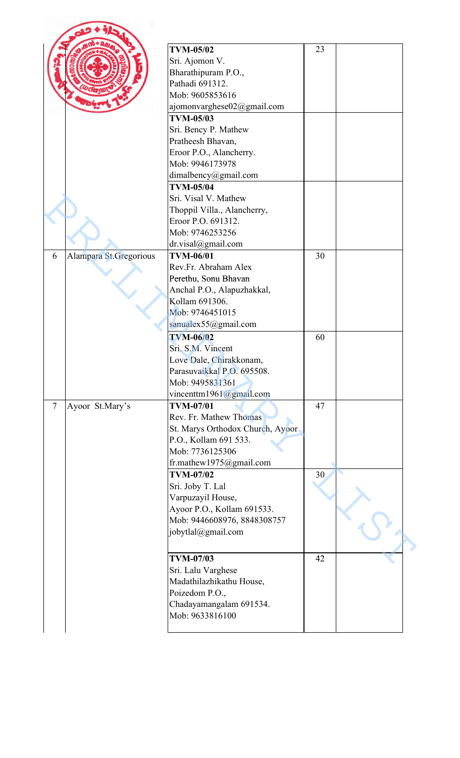| | | | | |
|---|---|---|---|---|
| | | **TVM-05/02**<br>Sri. Ajomon V.<br>Bharathipuram P.O.,<br>Pathadi 691312.<br>Mob: 9605853616<br>ajomonvarghese02@gmail.com | 23 | |
| | | **TVM-05/03**<br>Sri. Bency P. Mathew<br>Pratheesh Bhavan,<br>Eroor P.O., Alancherry.<br>Mob: 9946173978<br>dimalbency@gmail.com | | |
| | | **TVM-05/04**<br>Sri. Visal V. Mathew<br>Thoppil Villa., Alancherry,<br>Eroor P.O. 691312.<br>Mob: 9746253256<br>dr.visal@gmail.com | | |
| 6 | Alampara St.Gregorious | **TVM-06/01**<br>Rev.Fr. Abraham Alex<br>Perethu, Sonu Bhavan<br>Anchal P.O., Alapuzhakkal,<br>Kollam 691306.<br>Mob: 9746451015<br>sanualex55@gmail.com | 30 | |
| | | **TVM-06/02**<br>Sri. S.M. Vincent<br>Love Dale, Chirakkonam,<br>Parasuvaikkal P.O. 695508.<br>Mob: 9495831361<br>vincenttm1961@gmail.com | 60 | |
| 7 | Ayoor St.Mary's | **TVM-07/01**<br>Rev. Fr. Mathew Thomas<br>St. Marys Orthodox Church, Ayoor<br>P.O., Kollam 691 533.<br>Mob: 7736125306<br>fr.mathew1975@gmail.com | 47 | |
| | | **TVM-07/02**<br>Sri. Joby T. Lal<br>Varpuzayil House,<br>Ayoor P.O., Kollam 691533.<br>Mob: 9446608976, 8848308757<br>jobytlal@gmail.com | 30 | |
| | | **TVM-07/03**<br>Sri. Lalu Varghese<br>Madathilazhikathu House,<br>Poizedom P.O.,<br>Chadayamangalam 691534.<br>Mob: 9633816100 | 42 | |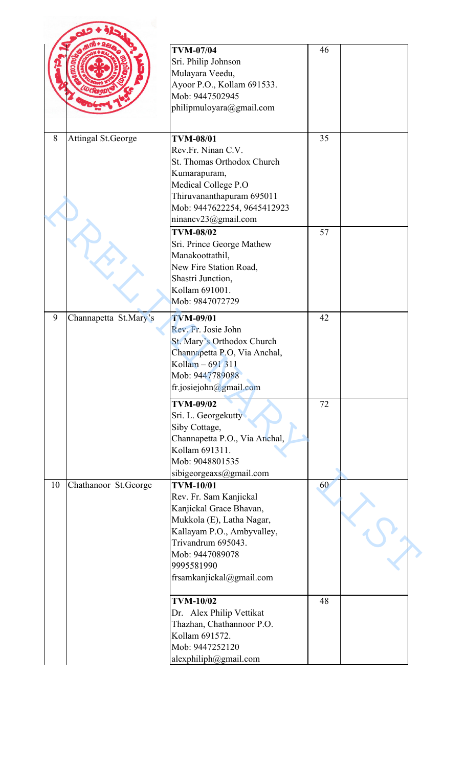| | | | | |
|---|---|---|---|---|
| | | **TVM-07/04**<br>Sri. Philip Johnson<br>Mulayara Veedu,<br>Ayoor P.O., Kollam 691533.<br>Mob: 9447502945<br>philipmuloyara@gmail.com | 46 | |
| 8 | Attingal St.George | **TVM-08/01**<br>Rev.Fr. Ninan C.V.<br>St. Thomas Orthodox Church<br>Kumarapuram,<br>Medical College P.O<br>Thiruvananthapuram 695011<br>Mob: 9447622254, 9645412923<br>ninancv23@gmail.com | 35 | |
| | | **TVM-08/02**<br>Sri. Prince George Mathew<br>Manakoottathil,<br>New Fire Station Road,<br>Shastri Junction,<br>Kollam 691001.<br>Mob: 9847072729 | 57 | |
| 9 | Channapetta St.Mary's | **TVM-09/01**<br>Rev. Fr. Josie John<br>St. Mary's Orthodox Church<br>Channapetta P.O, Via Anchal,<br>Kollam – 691 311<br>Mob: 9447789088<br>fr.josiejohn@gmail.com | 42 | |
| | | **TVM-09/02**<br>Sri. L. Georgekutty<br>Siby Cottage,<br>Channapetta P.O., Via Anchal,<br>Kollam 691311.<br>Mob: 9048801535<br>sibigeorgeaxs@gmail.com | 72 | |
| 10 | Chathanoor St.George | **TVM-10/01**<br>Rev. Fr. Sam Kanjickal<br>Kanjickal Grace Bhavan,<br>Mukkola (E), Latha Nagar,<br>Kallayam P.O., Ambyvalley,<br>Trivandrum 695043.<br>Mob: 9447089078<br>9995581990<br>frsamkanjickal@gmail.com | 60 | |
| | | **TVM-10/02**<br>Dr. Alex Philip Vettikat<br>Thazhan, Chathannoor P.O.<br>Kollam 691572.<br>Mob: 9447252120<br>alexphiliph@gmail.com | 48 | |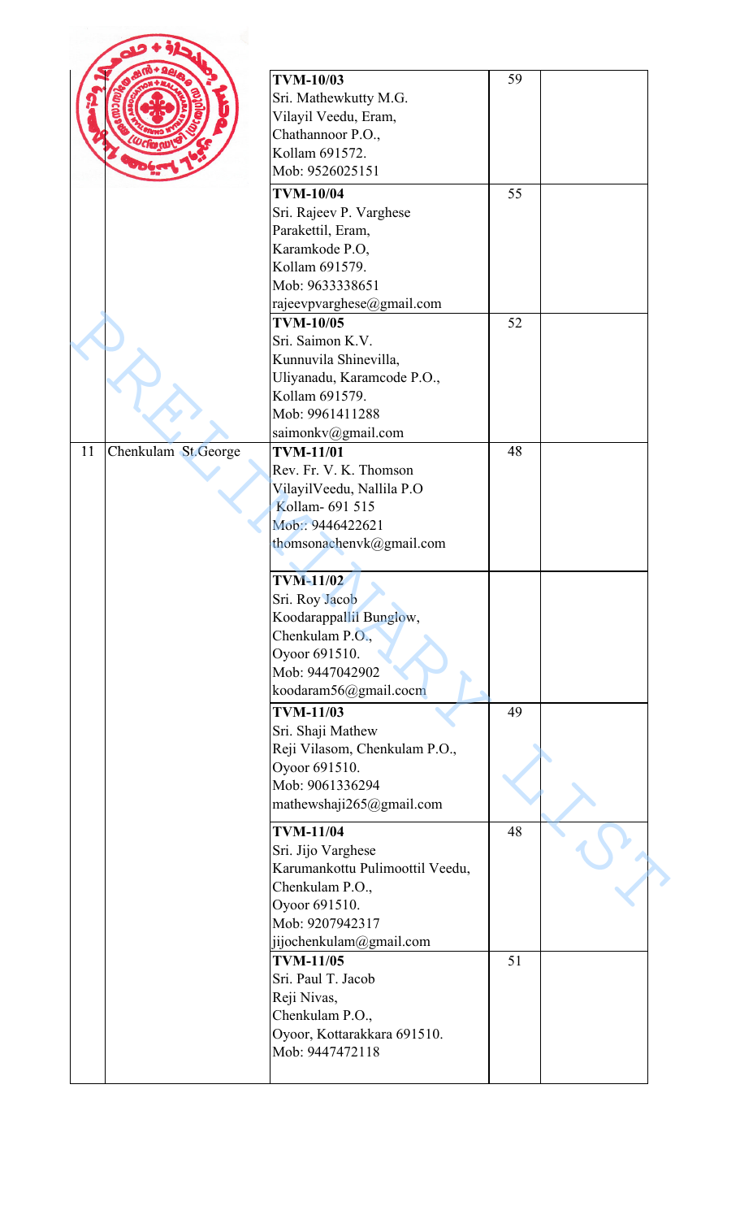| | | | | |
|---|---|---|---|---|
| | | **TVM-10/03**<br>Sri. Mathewkutty M.G.<br>Vilayil Veedu, Eram,<br>Chathannoor P.O.,<br>Kollam 691572.<br>Mob: 9526025151 | 59 | |
| | | **TVM-10/04**<br>Sri. Rajeev P. Varghese<br>Parakettil, Eram,<br>Karamkode P.O,<br>Kollam 691579.<br>Mob: 9633338651<br>rajeevpvarghese@gmail.com | 55 | |
| | | **TVM-10/05**<br>Sri. Saimon K.V.<br>Kunnuvila Shinevilla,<br>Uliyanadu, Karamcode P.O.,<br>Kollam 691579.<br>Mob: 9961411288<br>saimonkv@gmail.com | 52 | |
| 11 | Chenkulam St.George | **TVM-11/01**<br>Rev. Fr. V. K. Thomson<br>VilayilVeedu, Nallila P.O<br>Kollam- 691 515<br>Mob:: 9446422621<br>thomsonachenvk@gmail.com | 48 | |
| | | **TVM-11/02**<br>Sri. Roy Jacob<br>Koodarappallil Bunglow,<br>Chenkulam P.O.,<br>Oyoor 691510.<br>Mob: 9447042902<br>koodaram56@gmail.cocm | | |
| | | **TVM-11/03**<br>Sri. Shaji Mathew<br>Reji Vilasom, Chenkulam P.O.,<br>Oyoor 691510.<br>Mob: 9061336294<br>mathewshaji265@gmail.com | 49 | |
| | | **TVM-11/04**<br>Sri. Jijo Varghese<br>Karumankottu Pulimoottil Veedu,<br>Chenkulam P.O.,<br>Oyoor 691510.<br>Mob: 9207942317<br>jijochenkulam@gmail.com | 48 | |
| | | **TVM-11/05**<br>Sri. Paul T. Jacob<br>Reji Nivas,<br>Chenkulam P.O.,<br>Oyoor, Kottarakkara 691510.<br>Mob: 9447472118 | 51 | |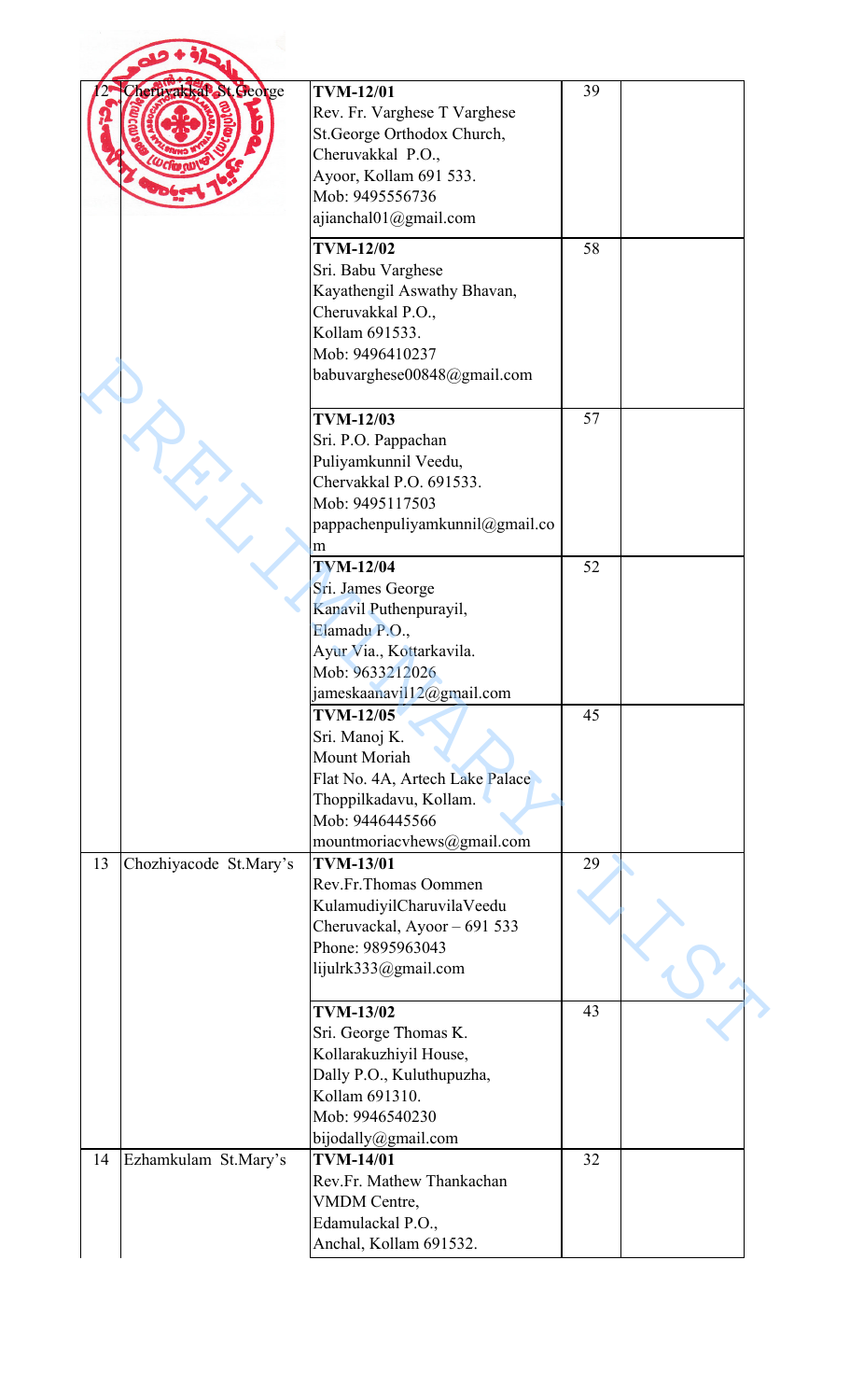| | | | | |
|---|---|---|---|---|
| 12 | Cheruvakkal St.George | **TVM-12/01**<br>Rev. Fr. Varghese T Varghese<br>St.George Orthodox Church,<br>Cheruvakkal P.O.,<br>Ayoor, Kollam 691 533.<br>Mob: 9495556736<br>ajianchal01@gmail.com | 39 | |
| | | **TVM-12/02**<br>Sri. Babu Varghese<br>Kayathengil Aswathy Bhavan,<br>Cheruvakkal P.O.,<br>Kollam 691533.<br>Mob: 9496410237<br>babuvarghese00848@gmail.com | 58 | |
| | | **TVM-12/03**<br>Sri. P.O. Pappachan<br>Puliyamkunnil Veedu,<br>Chervakkal P.O. 691533.<br>Mob: 9495117503<br>pappachenpuliyamkunnil@gmail.com | 57 | |
| | | **TVM-12/04**<br>Sri. James George<br>Kanavil Puthenpurayil,<br>Elamadu P.O.,<br>Ayur Via., Kottarkavila.<br>Mob: 9633212026<br>jameskaanavil12@gmail.com | 52 | |
| | | **TVM-12/05**<br>Sri. Manoj K.<br>Mount Moriah<br>Flat No. 4A, Artech Lake Palace<br>Thoppilkadavu, Kollam.<br>Mob: 9446445566<br>mountmoriacvhews@gmail.com | 45 | |
| 13 | Chozhiyacode St.Mary's | **TVM-13/01**<br>Rev.Fr.Thomas Oommen<br>KulamudiyilCharuvilaVeedu<br>Cheruvackal, Ayoor – 691 533<br>Phone: 9895963043<br>lijulrk333@gmail.com | 29 | |
| | | **TVM-13/02**<br>Sri. George Thomas K.<br>Kollarakuzhiyil House,<br>Dally P.O., Kuluthupuzha,<br>Kollam 691310.<br>Mob: 9946540230<br>bijodally@gmail.com | 43 | |
| 14 | Ezhamkulam St.Mary's | **TVM-14/01**<br>Rev.Fr. Mathew Thankachan<br>VMDM Centre,<br>Edamulackal P.O.,<br>Anchal, Kollam 691532. | 32 | |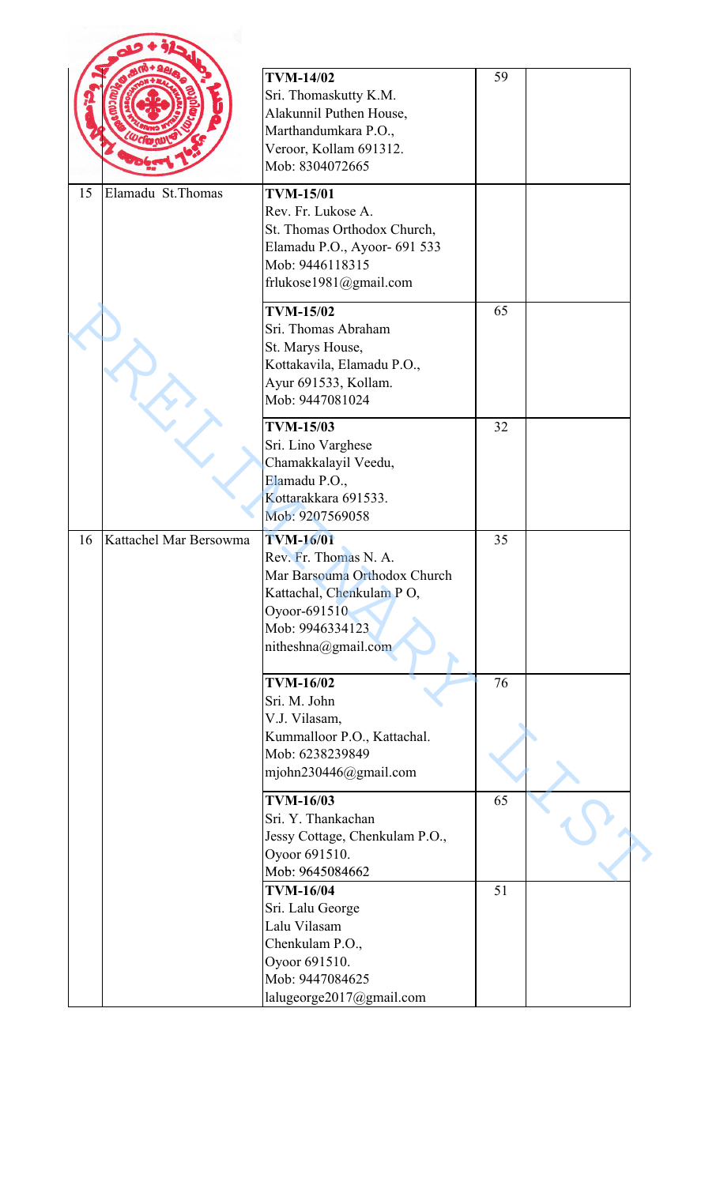| | | | | |
|---|---|---|---|---|
| | | **TVM-14/02**<br>Sri. Thomaskutty K.M.<br>Alakunnil Puthen House,<br>Marthandumkara P.O.,<br>Veroor, Kollam 691312.<br>Mob: 8304072665 | 59 | |
| 15 | Elamadu St.Thomas | **TVM-15/01**<br>Rev. Fr. Lukose A.<br>St. Thomas Orthodox Church,<br>Elamadu P.O., Ayoor- 691 533<br>Mob: 9446118315<br>frlukose1981@gmail.com | | |
| | | **TVM-15/02**<br>Sri. Thomas Abraham<br>St. Marys House,<br>Kottakavila, Elamadu P.O.,<br>Ayur 691533, Kollam.<br>Mob: 9447081024 | 65 | |
| | | **TVM-15/03**<br>Sri. Lino Varghese<br>Chamakkalayil Veedu,<br>Elamadu P.O.,<br>Kottarakkara 691533.<br>Mob: 9207569058 | 32 | |
| 16 | Kattachel Mar Bersowma | **TVM-16/01**<br>Rev. Fr. Thomas N. A.<br>Mar Barsouma Orthodox Church<br>Kattachal, Chenkulam P O,<br>Oyoor-691510<br>Mob: 9946334123<br>nitheshna@gmail.com | 35 | |
| | | **TVM-16/02**<br>Sri. M. John<br>V.J. Vilasam,<br>Kummalloor P.O., Kattachal.<br>Mob: 6238239849<br>mjohn230446@gmail.com | 76 | |
| | | **TVM-16/03**<br>Sri. Y. Thankachan<br>Jessy Cottage, Chenkulam P.O.,<br>Oyoor 691510.<br>Mob: 9645084662 | 65 | |
| | | **TVM-16/04**<br>Sri. Lalu George<br>Lalu Vilasam<br>Chenkulam P.O.,<br>Oyoor 691510.<br>Mob: 9447084625<br>lalugeorge2017@gmail.com | 51 | |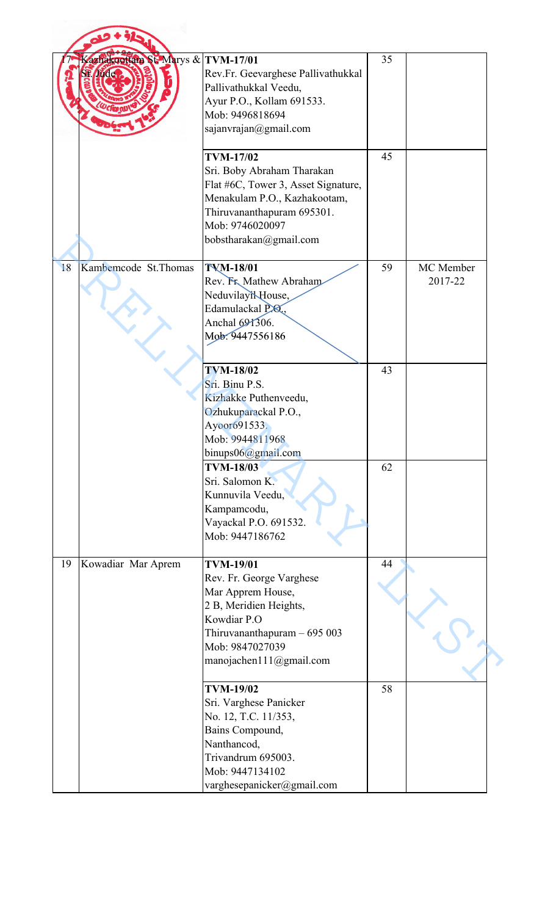| 17 | Kazhakoottam St.Marys & St. Jude | **TVM-17/01**<br>Rev.Fr. Geevarghese Pallivathukkal<br>Pallivathukkal Veedu,<br>Ayur P.O., Kollam 691533.<br>Mob: 9496818694<br>sajanvrajan@gmail.com | 35 | |
|---|---|---|---|---|
| | | **TVM-17/02**<br>Sri. Boby Abraham Tharakan<br>Flat #6C, Tower 3, Asset Signature,<br>Menakulam P.O., Kazhakootam,<br>Thiruvananthapuram 695301.<br>Mob: 9746020097<br>bobstharakan@gmail.com | 45 | |
| 18 | Kambemcode St.Thomas | **TVM-18/01**<br>Rev. Fr. Mathew Abraham<br>Neduvilayil House,<br>Edamulackal P.O.,<br>Anchal 691306.<br>Mob: 9447556186 | 59 | MC Member 2017-22 |
| | | **TVM-18/02**<br>Sri. Binu P.S.<br>Kizhakke Puthenveedu,<br>Ozhukuparackal P.O.,<br>Ayoor691533.<br>Mob: 9944811968<br>binups06@gmail.com | 43 | |
| | | **TVM-18/03**<br>Sri. Salomon K.<br>Kunnuvila Veedu,<br>Kampamcodu,<br>Vayackal P.O. 691532.<br>Mob: 9447186762 | 62 | |
| 19 | Kowadiar Mar Aprem | **TVM-19/01**<br>Rev. Fr. George Varghese<br>Mar Apprem House,<br>2 B, Meridien Heights,<br>Kowdiar P.O<br>Thiruvananthapuram – 695 003<br>Mob: 9847027039<br>manojachen111@gmail.com | 44 | |
| | | **TVM-19/02**<br>Sri. Varghese Panicker<br>No. 12, T.C. 11/353,<br>Bains Compound,<br>Nanthancod,<br>Trivandrum 695003.<br>Mob: 9447134102<br>varghesepanicker@gmail.com | 58 | |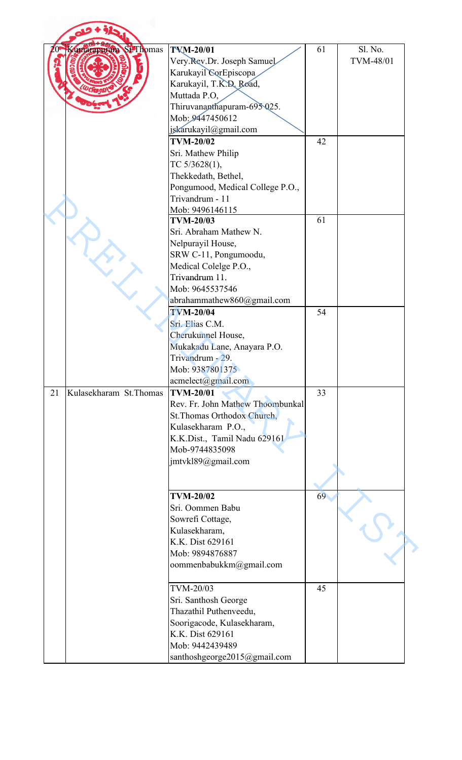| 20 | Kumarapuram St.Thomas | TVM-20/01<br>Very.Rev.Dr. Joseph Samuel Karukayil CorEpiscopa<br>Karukayil, T.K.D. Road,<br>Muttada P.O,<br>Thiruvananthapuram-695 025.<br>Mob: 9447450612<br>jskarukayil@gmail.com | 61 | Sl. No. TVM-48/01 |
|---|---|---|---|---|
| | | **TVM-20/02**<br>Sri. Mathew Philip<br>TC 5/3628(1),<br>Thekkedath, Bethel,<br>Pongumood, Medical College P.O.,<br>Trivandrum - 11<br>Mob: 9496146115 | 42 | |
| | | **TVM-20/03**<br>Sri. Abraham Mathew N.<br>Nelpurayil House,<br>SRW C-11, Pongumoodu,<br>Medical Colelge P.O.,<br>Trivandrum 11.<br>Mob: 9645537546<br>abrahammathew860@gmail.com | 61 | |
| | | **TVM-20/04**<br>Sri. Elias C.M.<br>Cherukunnel House,<br>Mukakadu Lane, Anayara P.O.<br>Trivandrum - 29.<br>Mob: 9387801375<br>acmelect@gmail.com | 54 | |
| 21 | Kulasekharam St.Thomas | **TVM-20/01**<br>Rev. Fr. John Mathew Thoombunkal<br>St.Thomas Orthodox Church,<br>Kulasekharam P.O.,<br>K.K.Dist., Tamil Nadu 629161<br>Mob-9744835098<br>jmtvkl89@gmail.com | 33 | |
| | | **TVM-20/02**<br>Sri. Oommen Babu<br>Sowrefi Cottage,<br>Kulasekharam,<br>K.K. Dist 629161<br>Mob: 9894876887<br>oommenbabukkm@gmail.com | 69 | |
| | | TVM-20/03<br>Sri. Santhosh George<br>Thazathil Puthenveedu,<br>Soorigacode, Kulasekharam,<br>K.K. Dist 629161<br>Mob: 9442439489<br>santhoshgeorge2015@gmail.com | 45 | |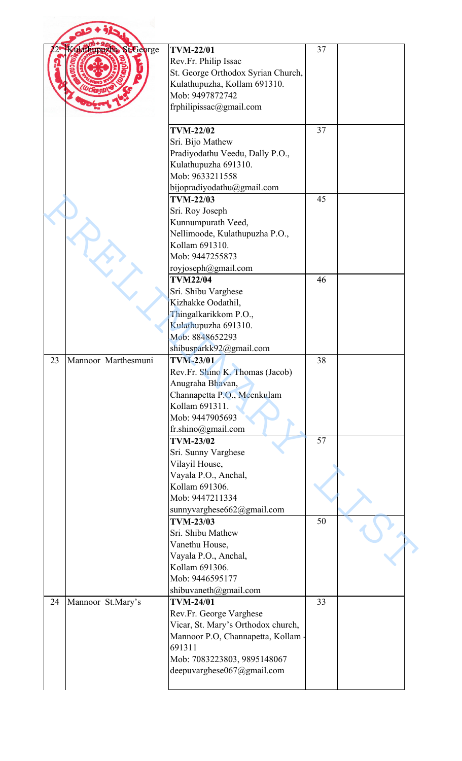| | | | | |
|---|---|---|---|---|
| 22 | Kulathupuzha St.George | **TVM-22/01**<br>Rev.Fr. Philip Issac<br>St. George Orthodox Syrian Church,<br>Kulathupuzha, Kollam 691310.<br>Mob: 9497872742<br>frphilipissac@gmail.com | 37 | |
| | | **TVM-22/02**<br>Sri. Bijo Mathew<br>Pradiyodathu Veedu, Dally P.O.,<br>Kulathupuzha 691310.<br>Mob: 9633211558<br>bijopradiyodathu@gmail.com | 37 | |
| | | **TVM-22/03**<br>Sri. Roy Joseph<br>Kunnumpurath Veed,<br>Nellimoode, Kulathupuzha P.O.,<br>Kollam 691310.<br>Mob: 9447255873<br>royjoseph@gmail.com | 45 | |
| | | **TVM22/04**<br>Sri. Shibu Varghese<br>Kizhakke Oodathil,<br>Thingalkarikkom P.O.,<br>Kulathupuzha 691310.<br>Mob: 8848652293<br>shibusparkk92@gmail.com | 46 | |
| 23 | Mannoor Marthesmuni | **TVM-23/01**<br>Rev.Fr. Shino K. Thomas (Jacob)<br>Anugraha Bhavan,<br>Channapetta P.O., Meenkulam<br>Kollam 691311.<br>Mob: 9447905693<br>fr.shino@gmail.com | 38 | |
| | | **TVM-23/02**<br>Sri. Sunny Varghese<br>Vilayil House,<br>Vayala P.O., Anchal,<br>Kollam 691306.<br>Mob: 9447211334<br>sunnyvarghese662@gmail.com | 57 | |
| | | **TVM-23/03**<br>Sri. Shibu Mathew<br>Vanethu House,<br>Vayala P.O., Anchal,<br>Kollam 691306.<br>Mob: 9446595177<br>shibuvaneth@gmail.com | 50 | |
| 24 | Mannoor St.Mary's | **TVM-24/01**<br>Rev.Fr. George Varghese<br>Vicar, St. Mary's Orthodox church,<br>Mannoor P.O, Channapetta, Kollam -<br>691311<br>Mob: 7083223803, 9895148067<br>deepuvarghese067@gmail.com | 33 | |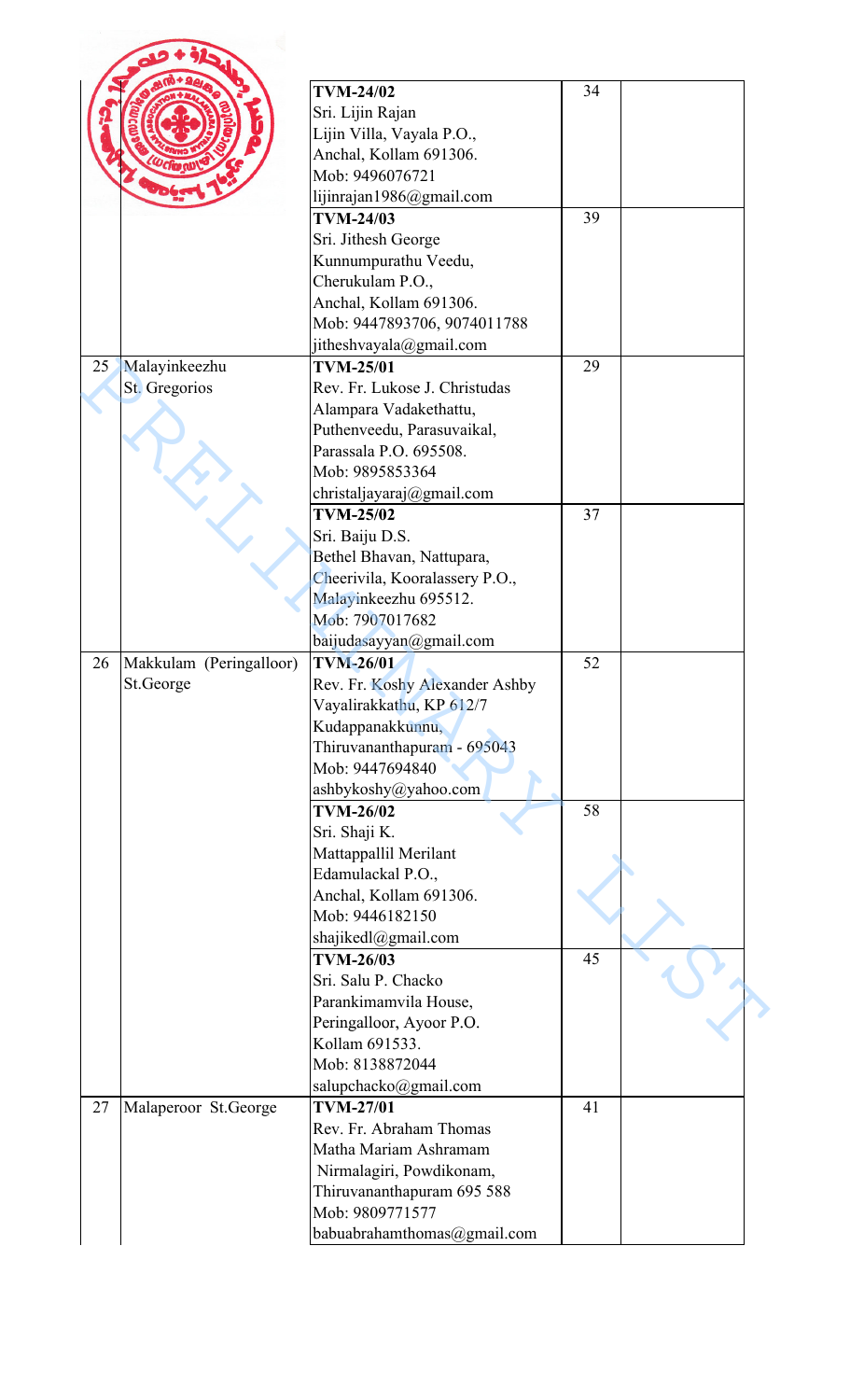| | | | | |
|---|---|---|---|---|
| | | **TVM-24/02**<br>Sri. Lijin Rajan<br>Lijin Villa, Vayala P.O.,<br>Anchal, Kollam 691306.<br>Mob: 9496076721<br>lijinrajan1986@gmail.com | 34 | |
| | | **TVM-24/03**<br>Sri. Jithesh George<br>Kunnumpurathu Veedu,<br>Cherukulam P.O.,<br>Anchal, Kollam 691306.<br>Mob: 9447893706, 9074011788<br>jitheshvayala@gmail.com | 39 | |
| 25 | Malayinkeezhu<br>St. Gregorios | **TVM-25/01**<br>Rev. Fr. Lukose J. Christudas<br>Alampara Vadakethattu,<br>Puthenveedu, Parasuvaikal,<br>Parassala P.O. 695508.<br>Mob: 9895853364<br>christaljayaraj@gmail.com | 29 | |
| | | **TVM-25/02**<br>Sri. Baiju D.S.<br>Bethel Bhavan, Nattupara,<br>Cheerivila, Kooralassery P.O.,<br>Malayinkeezhu 695512.<br>Mob: 7907017682<br>baijudasayyan@gmail.com | 37 | |
| 26 | Makkulam (Peringalloor)<br>St.George | **TVM-26/01**<br>Rev. Fr. Koshy Alexander Ashby<br>Vayalirakkathu, KP 612/7<br>Kudappanakkunnu,<br>Thiruvananthapuram - 695043<br>Mob: 9447694840<br>ashbykoshy@yahoo.com | 52 | |
| | | **TVM-26/02**<br>Sri. Shaji K.<br>Mattappallil Merilant<br>Edamulackal P.O.,<br>Anchal, Kollam 691306.<br>Mob: 9446182150<br>shajikedl@gmail.com | 58 | |
| | | **TVM-26/03**<br>Sri. Salu P. Chacko<br>Parankimamvila House,<br>Peringalloor, Ayoor P.O.<br>Kollam 691533.<br>Mob: 8138872044<br>salupchacko@gmail.com | 45 | |
| 27 | Malaperoor St.George | **TVM-27/01**<br>Rev. Fr. Abraham Thomas<br>Matha Mariam Ashramam<br>Nirmalagiri, Powdikonam,<br>Thiruvananthapuram 695 588<br>Mob: 9809771577<br>babuabrahamthomas@gmail.com | 41 | |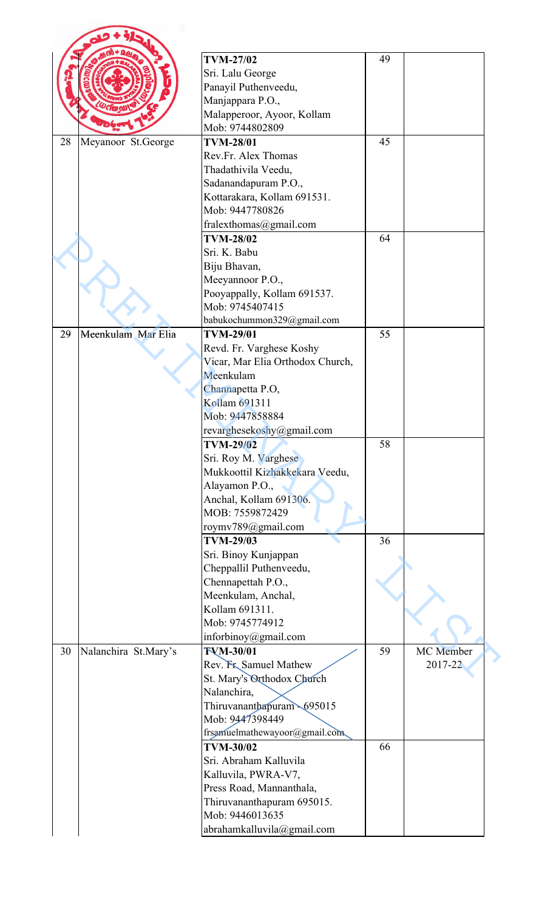| | | | | |
|---|---|---|---|---|
| | | **TVM-27/02**<br>Sri. Lalu George<br>Panayil Puthenveedu,<br>Manjappara P.O.,<br>Malapperoor, Ayoor, Kollam<br>Mob: 9744802809 | 49 | |
| 28 | Meyanoor St.George | **TVM-28/01**<br>Rev.Fr. Alex Thomas<br>Thadathivila Veedu,<br>Sadanandapuram P.O.,<br>Kottarakara, Kollam 691531.<br>Mob: 9447780826<br>fralexthomas@gmail.com | 45 | |
| | | **TVM-28/02**<br>Sri. K. Babu<br>Biju Bhavan,<br>Meeyannoor P.O.,<br>Pooyappally, Kollam 691537.<br>Mob: 9745407415<br>babukochummon329@gmail.com | 64 | |
| 29 | Meenkulam Mar Elia | **TVM-29/01**<br>Revd. Fr. Varghese Koshy<br>Vicar, Mar Elia Orthodox Church,<br>Meenkulam<br>Channapetta P.O,<br>Kollam 691311<br>Mob: 9447858884<br>revarghesekoshy@gmail.com | 55 | |
| | | **TVM-29/02**<br>Sri. Roy M. Varghese<br>Mukkoottil Kizhakkekara Veedu,<br>Alayamon P.O.,<br>Anchal, Kollam 691306.<br>MOB: 7559872429<br>roymv789@gmail.com | 58 | |
| | | **TVM-29/03**<br>Sri. Binoy Kunjappan<br>Cheppallil Puthenveedu,<br>Chennapettah P.O.,<br>Meenkulam, Anchal,<br>Kollam 691311.<br>Mob: 9745774912<br>inforbinoy@gmail.com | 36 | |
| 30 | Nalanchira St.Mary's | **TVM-30/01**<br>Rev. Fr. Samuel Mathew<br>St. Mary's Orthodox Church<br>Nalanchira,<br>Thiruvananthapuram - 695015<br>Mob: 9447398449<br>frsamuelmathewayoor@gmail.com | 59 | MC Member 2017-22 |
| | | **TVM-30/02**<br>Sri. Abraham Kalluvila<br>Kalluvila, PWRA-V7,<br>Press Road, Mannanthala,<br>Thiruvananthapuram 695015.<br>Mob: 9446013635<br>abrahamkalluvila@gmail.com | 66 | |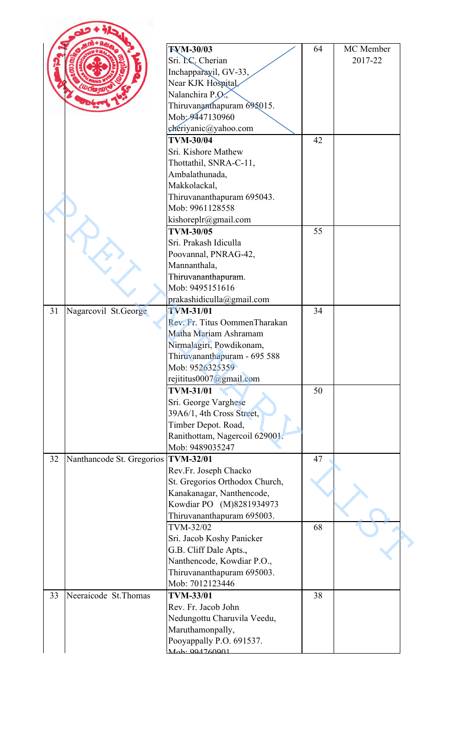| | | | | |
|---|---|---|---|---|
| | | **TVM-30/03**<br>Sri. I.C. Cherian<br>Inchapparayil, GV-33,<br>Near KJK Hospital,<br>Nalanchira P.O.,<br>Thiruvananthapuram 695015.<br>Mob: 9447130960<br>cheriyanic@yahoo.com | 64 | MC Member 2017-22 |
| | | **TVM-30/04**<br>Sri. Kishore Mathew<br>Thottathil, SNRA-C-11,<br>Ambalathunada,<br>Makkolackal,<br>Thiruvananthapuram 695043.<br>Mob: 9961128558<br>kishoreplr@gmail.com | 42 | |
| | | **TVM-30/05**<br>Sri. Prakash Idiculla<br>Poovannal, PNRAG-42,<br>Mannanthala,<br>Thiruvananthapuram.<br>Mob: 9495151616<br>prakashidiculla@gmail.com | 55 | |
| 31 | Nagarcovil St.George | **TVM-31/01**<br>Rev. Fr. Titus OommenTharakan<br>Matha Mariam Ashramam<br>Nirmalagiri, Powdikonam,<br>Thiruvananthapuram - 695 588<br>Mob: 9526325359<br>rejititus0007@gmail.com | 34 | |
| | | **TVM-31/01**<br>Sri. George Varghese<br>39A6/1, 4th Cross Street,<br>Timber Depot. Road,<br>Ranithottam, Nagercoil 629001.<br>Mob: 9489035247 | 50 | |
| 32 | Nanthancode St. Gregorios | **TVM-32/01**<br>Rev.Fr. Joseph Chacko<br>St. Gregorios Orthodox Church,<br>Kanakanagar, Nanthencode,<br>Kowdiar PO (M)8281934973<br>Thiruvananthapuram 695003. | 47 | |
| | | TVM-32/02<br>Sri. Jacob Koshy Panicker<br>G.B. Cliff Dale Apts.,<br>Nanthencode, Kowdiar P.O.,<br>Thiruvananthapuram 695003.<br>Mob: 7012123446 | 68 | |
| 33 | Neeraicode St.Thomas | **TVM-33/01**<br>Rev. Fr. Jacob John<br>Nedungottu Charuvila Veedu,<br>Maruthamonpally,<br>Pooyappally P.O. 691537.<br>Mob: 9947760901 | 38 | |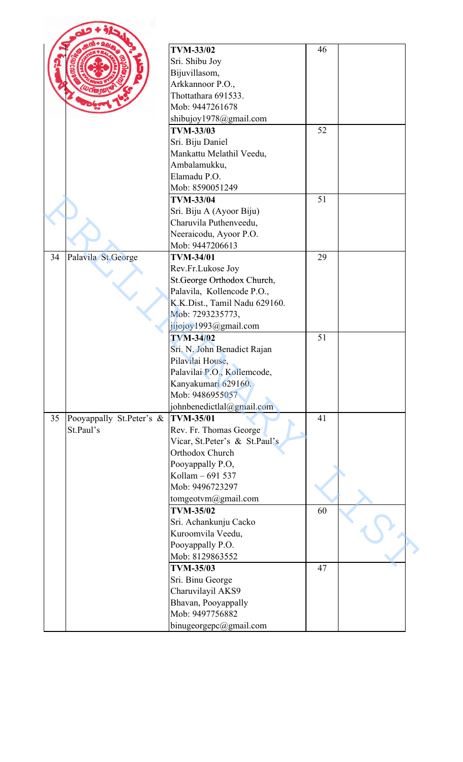| | | | | |
|---|---|---|---|---|
| | | **TVM-33/02**<br>Sri. Shibu Joy<br>Bijuvillasom,<br>Arkkannoor P.O.,<br>Thottathara 691533.<br>Mob: 9447261678<br>shibujoy1978@gmail.com | 46 | |
| | | **TVM-33/03**<br>Sri. Biju Daniel<br>Mankattu Melathil Veedu,<br>Ambalamukku,<br>Elamadu P.O.<br>Mob: 8590051249 | 52 | |
| | | **TVM-33/04**<br>Sri. Biju A (Ayoor Biju)<br>Charuvila Puthenveedu,<br>Neeraicodu, Ayoor P.O.<br>Mob: 9447206613 | 51 | |
| 34 | Palavila St.George | **TVM-34/01**<br>Rev.Fr.Lukose Joy<br>St.George Orthodox Church,<br>Palavila, Kollencode P.O.,<br>K.K.Dist., Tamil Nadu 629160.<br>Mob: 7293235773,<br>jijojoy1993@gmail.com | 29 | |
| | | **TVM-34/02**<br>Sri. N. John Benadict Rajan<br>Pilavilai House,<br>Palavilai P.O., Kollemcode,<br>Kanyakumari 629160.<br>Mob: 9486955057<br>johnbenedictlal@gmail.com | 51 | |
| 35 | Pooyappally St.Peter's & St.Paul's | **TVM-35/01**<br>Rev. Fr. Thomas George<br>Vicar, St.Peter's & St.Paul's<br>Orthodox Church<br>Pooyappally P.O,<br>Kollam – 691 537<br>Mob: 9496723297<br>tomgeotvm@gmail.com | 41 | |
| | | **TVM-35/02**<br>Sri. Achankunju Cacko<br>Kuroomvila Veedu,<br>Pooyappally P.O.<br>Mob: 8129863552 | 60 | |
| | | **TVM-35/03**<br>Sri. Binu George<br>Charuvilayil AKS9<br>Bhavan, Pooyappally<br>Mob: 9497756882<br>binugeorgepc@gmail.com | 47 | |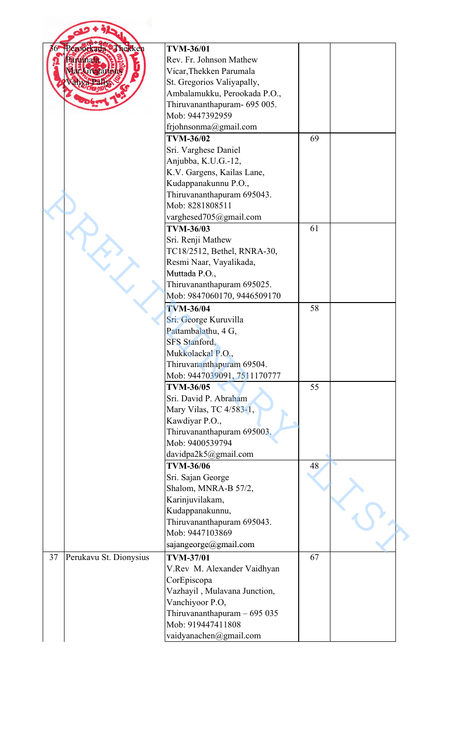| | | | | |
|---|---|---|---|---|
| 36 | Peroorkada Thekken Parumala Mar Gregarious Valiya Pally | **TVM-36/01**<br>Rev. Fr. Johnson Mathew<br>Vicar,Thekken Parumala<br>St. Gregorios Valiyapally,<br>Ambalamukku, Perookada P.O.,<br>Thiruvananthapuram- 695 005.<br>Mob: 9447392959<br>frjohnsonma@gmail.com | | |
| | | **TVM-36/02**<br>Sri. Varghese Daniel<br>Anjubba, K.U.G.-12,<br>K.V. Gargens, Kailas Lane,<br>Kudappanakunnu P.O.,<br>Thiruvananthapuram 695043.<br>Mob: 8281808511<br>varghesed705@gmail.com | 69 | |
| | | **TVM-36/03**<br>Sri. Renji Mathew<br>TC18/2512, Bethel, RNRA-30,<br>Resmi Naar, Vayalikada,<br>Muttada P.O.,<br>Thiruvananthapuram 695025.<br>Mob: 9847060170, 9446509170 | 61 | |
| | | **TVM-36/04**<br>Sri. George Kuruvilla<br>Pattambalathu, 4 G,<br>SFS Stanford,<br>Mukkolackal P.O.,<br>Thiruvananthapuram 69504.<br>Mob: 9447039091, 7511170777 | 58 | |
| | | **TVM-36/05**<br>Sri. David P. Abraham<br>Mary Vilas, TC 4/583-1,<br>Kawdiyar P.O.,<br>Thiruvananthapuram 695003.<br>Mob: 9400539794<br>davidpa2k5@gmail.com | 55 | |
| | | **TVM-36/06**<br>Sri. Sajan George<br>Shalom, MNRA-B 57/2,<br>Karinjuvilakam,<br>Kudappanakunnu,<br>Thiruvananthapuram 695043.<br>Mob: 9447103869<br>sajangeorge@gmail.com | 48 | |
| 37 | Perukavu St. Dionysius | **TVM-37/01**<br>V.Rev M. Alexander Vaidhyan CorEpiscopa<br>Vazhayil , Mulavana Junction,<br>Vanchiyoor P.O,<br>Thiruvananthapuram – 695 035<br>Mob: 919447411808<br>vaidyanachen@gmail.com | 67 | |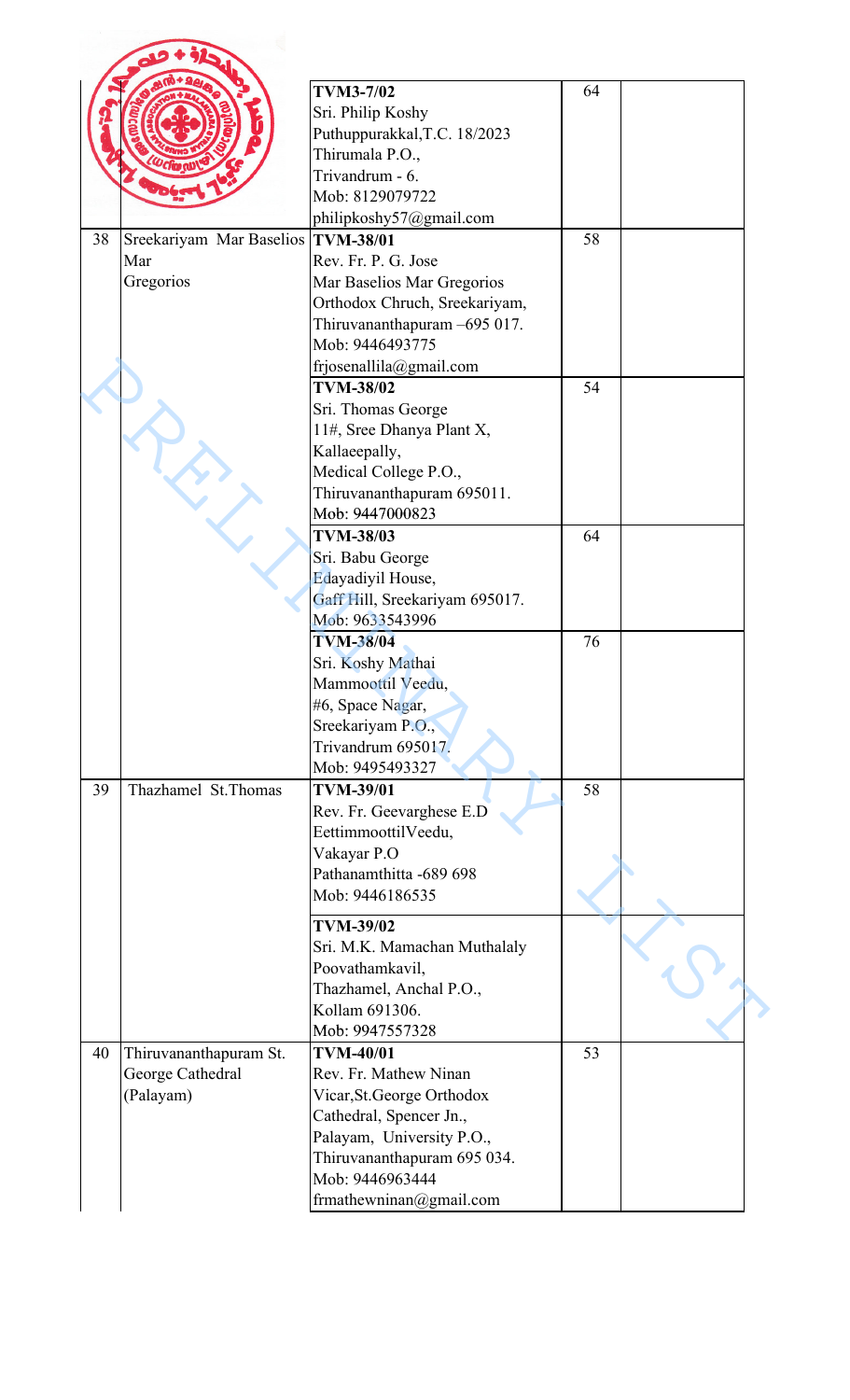| | | | | |
|---|---|---|---|---|
| | | **TVM3-7/02**<br>Sri. Philip Koshy<br>Puthuppurakkal,T.C. 18/2023<br>Thirumala P.O.,<br>Trivandrum - 6.<br>Mob: 8129079722<br>philipkoshy57@gmail.com | 64 | |
| 38 | Sreekariyam Mar Baselios Mar Gregorios | **TVM-38/01**<br>Rev. Fr. P. G. Jose<br>Mar Baselios Mar Gregorios Orthodox Chruch, Sreekariyam,<br>Thiruvananthapuram –695 017.<br>Mob: 9446493775<br>frjosenallila@gmail.com | 58 | |
| | | **TVM-38/02**<br>Sri. Thomas George<br>11#, Sree Dhanya Plant X,<br>Kallaeepally,<br>Medical College P.O.,<br>Thiruvananthapuram 695011.<br>Mob: 9447000823 | 54 | |
| | | **TVM-38/03**<br>Sri. Babu George<br>Edayadiyil House,<br>Gaff Hill, Sreekariyam 695017.<br>Mob: 9633543996 | 64 | |
| | | **TVM-38/04**<br>Sri. Koshy Mathai<br>Mammoottil Veedu,<br>#6, Space Nagar,<br>Sreekariyam P.O.,<br>Trivandrum 695017.<br>Mob: 9495493327 | 76 | |
| 39 | Thazhamel St.Thomas | **TVM-39/01**<br>Rev. Fr. Geevarghese E.D<br>EettimmoottilVeedu,<br>Vakayar P.O<br>Pathanamthitta -689 698<br>Mob: 9446186535 | 58 | |
| | | **TVM-39/02**<br>Sri. M.K. Mamachan Muthalaly<br>Poovathamkavil,<br>Thazhamel, Anchal P.O.,<br>Kollam 691306.<br>Mob: 9947557328 | | |
| 40 | Thiruvananthapuram St. George Cathedral (Palayam) | **TVM-40/01**<br>Rev. Fr. Mathew Ninan<br>Vicar,St.George Orthodox Cathedral, Spencer Jn.,<br>Palayam, University P.O.,<br>Thiruvananthapuram 695 034.<br>Mob: 9446963444<br>frmathewninan@gmail.com | 53 | |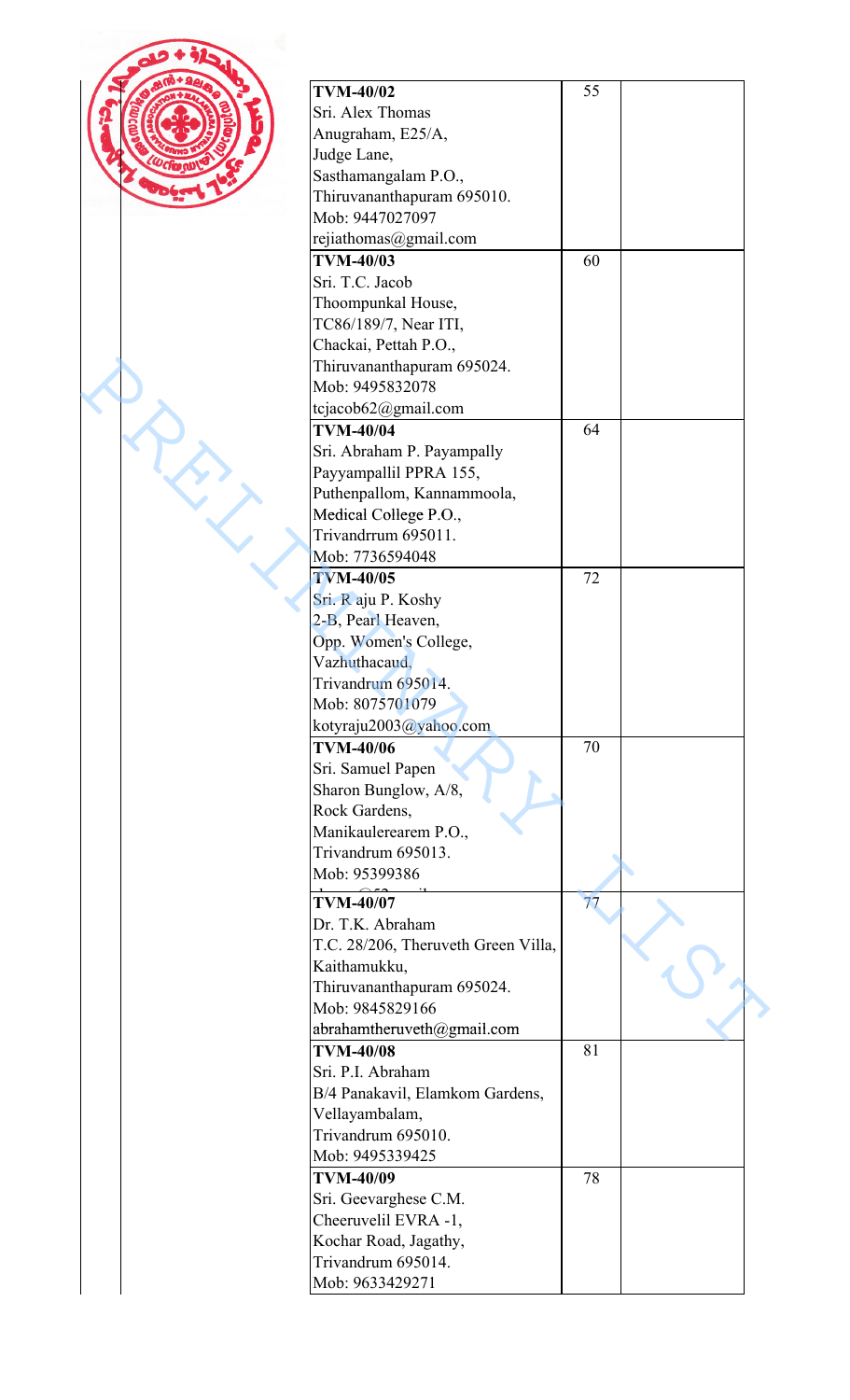| | | |
|---|---|---|
| **TVM-40/02**<br>Sri. Alex Thomas<br>Anugraham, E25/A,<br>Judge Lane,<br>Sasthamangalam P.O.,<br>Thiruvananthapuram 695010.<br>Mob: 9447027097<br>rejiathomas@gmail.com | 55 | |
| **TVM-40/03**<br>Sri. T.C. Jacob<br>Thoompunkal House,<br>TC86/189/7, Near ITI,<br>Chackai, Pettah P.O.,<br>Thiruvananthapuram 695024.<br>Mob: 9495832078<br>tcjacob62@gmail.com | 60 | |
| **TVM-40/04**<br>Sri. Abraham P. Payampally<br>Payyampallil PPRA 155,<br>Puthenpallom, Kannammoola,<br>Medical College P.O.,<br>Trivandrrum 695011.<br>Mob: 7736594048 | 64 | |
| **TVM-40/05**<br>Sri. R aju P. Koshy<br>2-B, Pearl Heaven,<br>Opp. Women's College,<br>Vazhuthacaud,<br>Trivandrum 695014.<br>Mob: 8075701079<br>kotyraju2003@yahoo.com | 72 | |
| **TVM-40/06**<br>Sri. Samuel Papen<br>Sharon Bunglow, A/8,<br>Rock Gardens,<br>Manikaulerearem P.O.,<br>Trivandrum 695013.<br>Mob: 95399386 | 70 | |
| **TVM-40/07**<br>Dr. T.K. Abraham<br>T.C. 28/206, Theruveth Green Villa,<br>Kaithamukku,<br>Thiruvananthapuram 695024.<br>Mob: 9845829166<br>abrahamtheruveth@gmail.com | 77 | |
| **TVM-40/08**<br>Sri. P.I. Abraham<br>B/4 Panakavil, Elamkom Gardens,<br>Vellayambalam,<br>Trivandrum 695010.<br>Mob: 9495339425 | 81 | |
| **TVM-40/09**<br>Sri. Geevarghese C.M.<br>Cheeruvelil EVRA -1,<br>Kochar Road, Jagathy,<br>Trivandrum 695014.<br>Mob: 9633429271 | 78 | |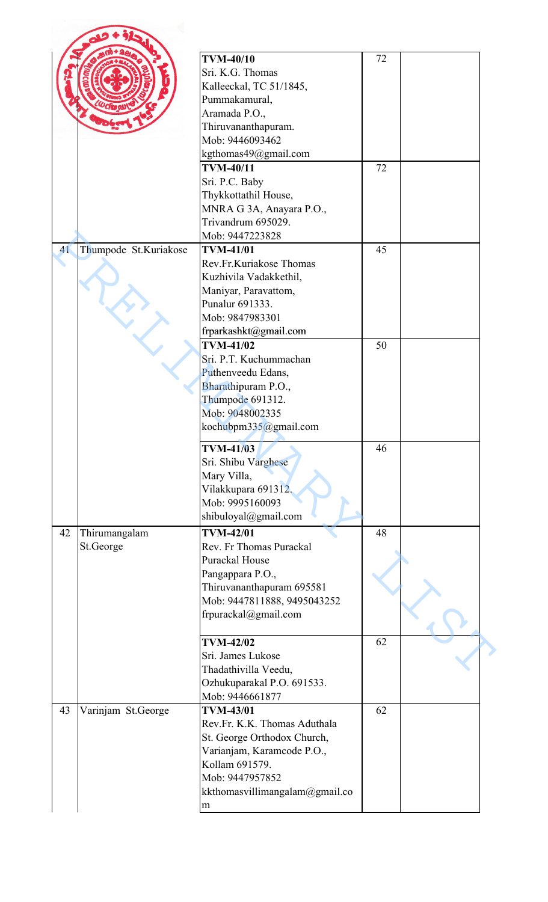| | | | | |
|---|---|---|---|---|
| | | **TVM-40/10**<br>Sri. K.G. Thomas<br>Kalleeckal, TC 51/1845,<br>Pummakamural,<br>Aramada P.O.,<br>Thiruvananthapuram.<br>Mob: 9446093462<br>kgthomas49@gmail.com | 72 | |
| | | **TVM-40/11**<br>Sri. P.C. Baby<br>Thykkottathil House,<br>MNRA G 3A, Anayara P.O.,<br>Trivandrum 695029.<br>Mob: 9447223828 | 72 | |
| 41 | Thumpode St.Kuriakose | **TVM-41/01**<br>Rev.Fr.Kuriakose Thomas<br>Kuzhivila Vadakkethil,<br>Maniyar, Paravattom,<br>Punalur 691333.<br>Mob: 9847983301<br>frparkashkt@gmail.com | 45 | |
| | | **TVM-41/02**<br>Sri. P.T. Kuchummachan<br>Puthenveedu Edans,<br>Bharathipuram P.O.,<br>Thumpode 691312.<br>Mob: 9048002335<br>kochubpm335@gmail.com | 50 | |
| | | **TVM-41/03**<br>Sri. Shibu Varghese<br>Mary Villa,<br>Vilakkupara 691312.<br>Mob: 9995160093<br>shibuloyal@gmail.com | 46 | |
| 42 | Thirumangalam St.George | **TVM-42/01**<br>Rev. Fr Thomas Purackal<br>Purackal House<br>Pangappara P.O.,<br>Thiruvananthapuram 695581<br>Mob: 9447811888, 9495043252<br>frpurackal@gmail.com | 48 | |
| | | **TVM-42/02**<br>Sri. James Lukose<br>Thadathivilla Veedu,<br>Ozhukuparakal P.O. 691533.<br>Mob: 9446661877 | 62 | |
| 43 | Varinjam St.George | **TVM-43/01**<br>Rev.Fr. K.K. Thomas Aduthala<br>St. George Orthodox Church,<br>Varianjam, Karamcode P.O.,<br>Kollam 691579.<br>Mob: 9447957852<br>kkthomasvillimangalam@gmail.com | 62 | |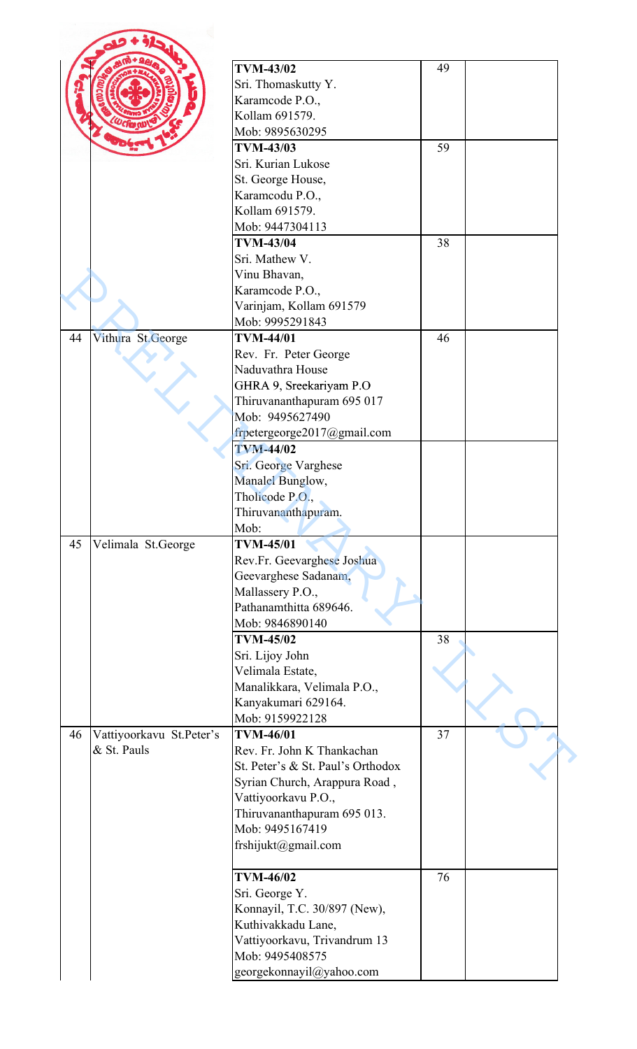| | | | | |
|---|---|---|---|---|
| | | **TVM-43/02**<br>Sri. Thomaskutty Y.<br>Karamcode P.O.,<br>Kollam 691579.<br>Mob: 9895630295 | 49 | |
| | | **TVM-43/03**<br>Sri. Kurian Lukose<br>St. George House,<br>Karamcodu P.O.,<br>Kollam 691579.<br>Mob: 9447304113 | 59 | |
| | | **TVM-43/04**<br>Sri. Mathew V.<br>Vinu Bhavan,<br>Karamcode P.O.,<br>Varinjam, Kollam 691579<br>Mob: 9995291843 | 38 | |
| 44 | Vithura St.George | **TVM-44/01**<br>Rev. Fr. Peter George<br>Naduvathra House<br>GHRA 9, Sreekariyam P.O<br>Thiruvananthapuram 695 017<br>Mob: 9495627490<br>frpetergeorge2017@gmail.com | 46 | |
| | | **TVM-44/02**<br>Sri. George Varghese<br>Manalel Bunglow,<br>Tholicode P.O.,<br>Thiruvananthapuram.<br>Mob: | | |
| 45 | Velimala St.George | **TVM-45/01**<br>Rev.Fr. Geevarghese Joshua<br>Geevarghese Sadanam,<br>Mallassery P.O.,<br>Pathanamthitta 689646.<br>Mob: 9846890140 | | |
| | | **TVM-45/02**<br>Sri. Lijoy John<br>Velimala Estate,<br>Manalikkara, Velimala P.O.,<br>Kanyakumari 629164.<br>Mob: 9159922128 | 38 | |
| 46 | Vattiyoorkavu St.Peter's & St. Pauls | **TVM-46/01**<br>Rev. Fr. John K Thankachan<br>St. Peter's & St. Paul's Orthodox Syrian Church, Arappura Road ,<br>Vattiyoorkavu P.O.,<br>Thiruvananthapuram 695 013.<br>Mob: 9495167419<br>frshijukt@gmail.com | 37 | |
| | | **TVM-46/02**<br>Sri. George Y.<br>Konnayil, T.C. 30/897 (New),<br>Kuthivakkadu Lane,<br>Vattiyoorkavu, Trivandrum 13<br>Mob: 9495408575<br>georgekonnayil@yahoo.com | 76 | |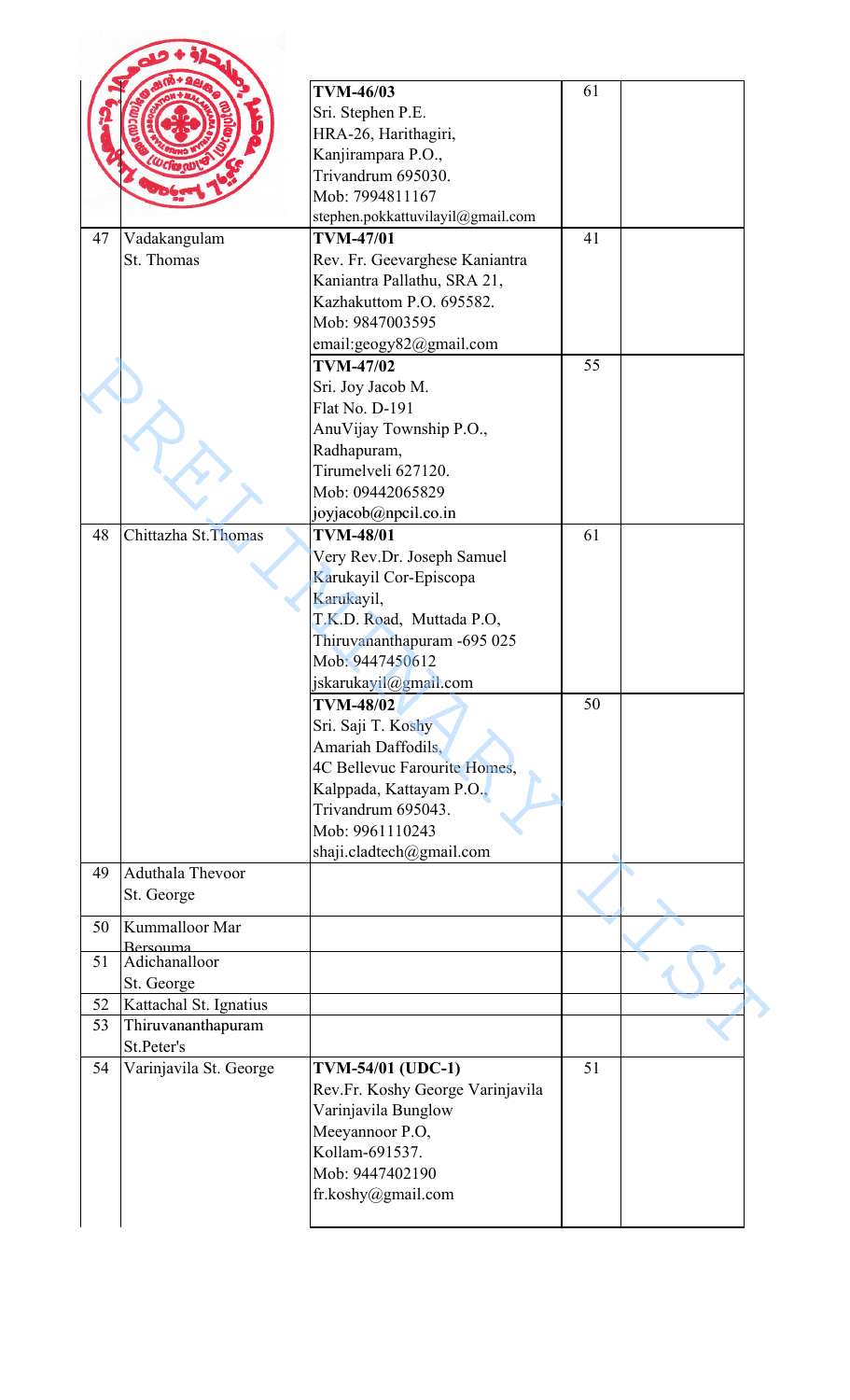| | | | | |
|---|---|---|---|---|
| | | **TVM-46/03**<br>Sri. Stephen P.E.<br>HRA-26, Harithagiri,<br>Kanjirampara P.O.,<br>Trivandrum 695030.<br>Mob: 7994811167<br>stephen.pokkattuvilayil@gmail.com | 61 | |
| 47 | Vadakangulam St. Thomas | **TVM-47/01**<br>Rev. Fr. Geevarghese Kaniantra<br>Kaniantra Pallathu, SRA 21,<br>Kazhakuttom P.O. 695582.<br>Mob: 9847003595<br>email:geogy82@gmail.com | 41 | |
| | | **TVM-47/02**<br>Sri. Joy Jacob M.<br>Flat No. D-191<br>AnuVijay Township P.O.,<br>Radhapuram,<br>Tirumelveli 627120.<br>Mob: 09442065829<br>joyjacob@npcil.co.in | 55 | |
| 48 | Chittazha St.Thomas | **TVM-48/01**<br>Very Rev.Dr. Joseph Samuel Karukayil Cor-Episcopa<br>Karukayil,<br>T.K.D. Road, Muttada P.O,<br>Thiruvananthapuram -695 025<br>Mob: 9447450612<br>jskarukayil@gmail.com | 61 | |
| | | **TVM-48/02**<br>Sri. Saji T. Koshy<br>Amariah Daffodils,<br>4C Bellevuc Farourite Homes,<br>Kalppada, Kattayam P.O.,<br>Trivandrum 695043.<br>Mob: 9961110243<br>shaji.cladtech@gmail.com | 50 | |
| 49 | Aduthala Thevoor St. George | | | |
| 50 | Kummalloor Mar Bersouma | | | |
| 51 | Adichanalloor St. George | | | |
| 52 | Kattachal St. Ignatius | | | |
| 53 | Thiruvananthapuram St.Peter's | | | |
| 54 | Varinjavila St. George | **TVM-54/01 (UDC-1)**<br>Rev.Fr. Koshy George Varinjavila<br>Varinjavila Bunglow<br>Meeyannoor P.O,<br>Kollam-691537.<br>Mob: 9447402190<br>fr.koshy@gmail.com | 51 | |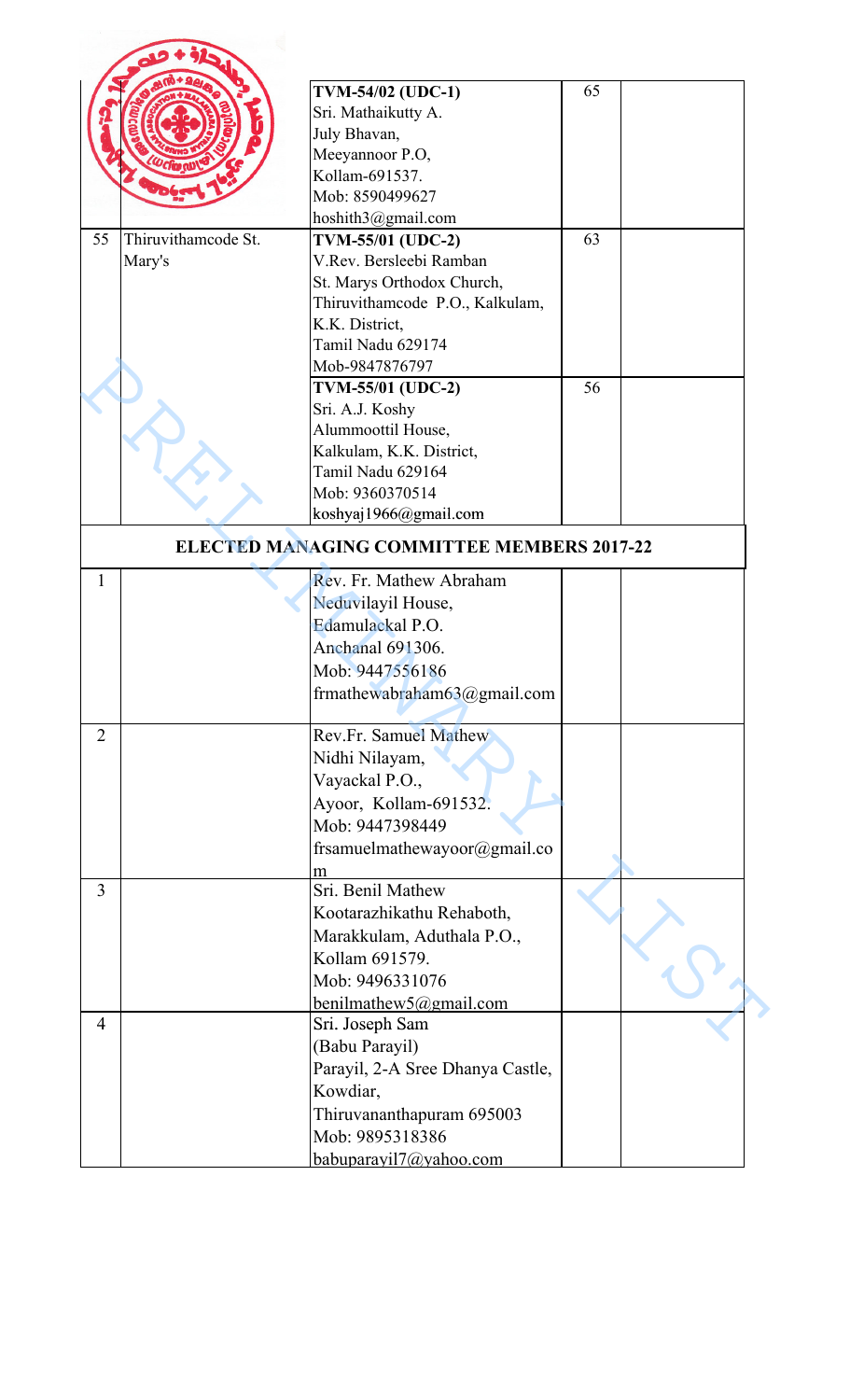| | | | | |
|---|---|---|---|---|
| | | **TVM-54/02 (UDC-1)**<br>Sri. Mathaikutty A.<br>July Bhavan,<br>Meeyannoor P.O,<br>Kollam-691537.<br>Mob: 8590499627<br>hoshith3@gmail.com | 65 | |
| 55 | Thiruvithamcode St. Mary's | **TVM-55/01 (UDC-2)**<br>V.Rev. Bersleebi Ramban<br>St. Marys Orthodox Church,<br>Thiruvithamcode P.O., Kalkulam,<br>K.K. District,<br>Tamil Nadu 629174<br>Mob-9847876797 | 63 | |
| | | **TVM-55/01 (UDC-2)**<br>Sri. A.J. Koshy<br>Alummoottil House,<br>Kalkulam, K.K. District,<br>Tamil Nadu 629164<br>Mob: 9360370514<br>koshyaj1966@gmail.com | 56 | |

## ELECTED MANAGING COMMITTEE MEMBERS 2017-22

| | | | | |
|---|---|---|---|---|
| 1 | | Rev. Fr. Mathew Abraham<br>Neduvilayil House,<br>Edamulackal P.O.<br>Anchanal 691306.<br>Mob: 9447556186<br>frmathewabraham63@gmail.com | | |
| 2 | | Rev.Fr. Samuel Mathew<br>Nidhi Nilayam,<br>Vayackal P.O.,<br>Ayoor, Kollam-691532.<br>Mob: 9447398449<br>frsamuelmathewayoor@gmail.com | | |
| 3 | | Sri. Benil Mathew<br>Kootarazhikathu Rehaboth,<br>Marakkulam, Aduthala P.O.,<br>Kollam 691579.<br>Mob: 9496331076<br>benilmathew5@gmail.com | | |
| 4 | | Sri. Joseph Sam<br>(Babu Parayil)<br>Parayil, 2-A Sree Dhanya Castle,<br>Kowdiar,<br>Thiruvananthapuram 695003<br>Mob: 9895318386<br>babuparayil7@yahoo.com | | |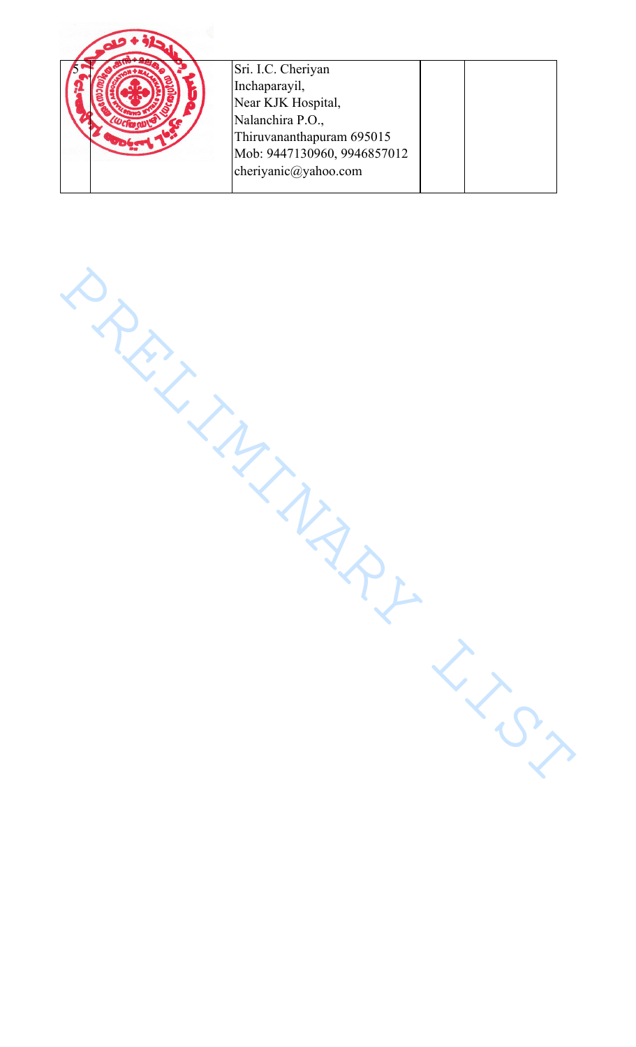| | | | | |
|---|---|---|---|---|
| 5 | | Sri. I.C. Cheriyan<br>Inchaparayil,<br>Near KJK Hospital,<br>Nalanchira P.O.,<br>Thiruvananthapuram 695015<br>Mob: 9447130960, 9946857012<br>cheriyanic@yahoo.com | | |

PRELIMINARY LIST